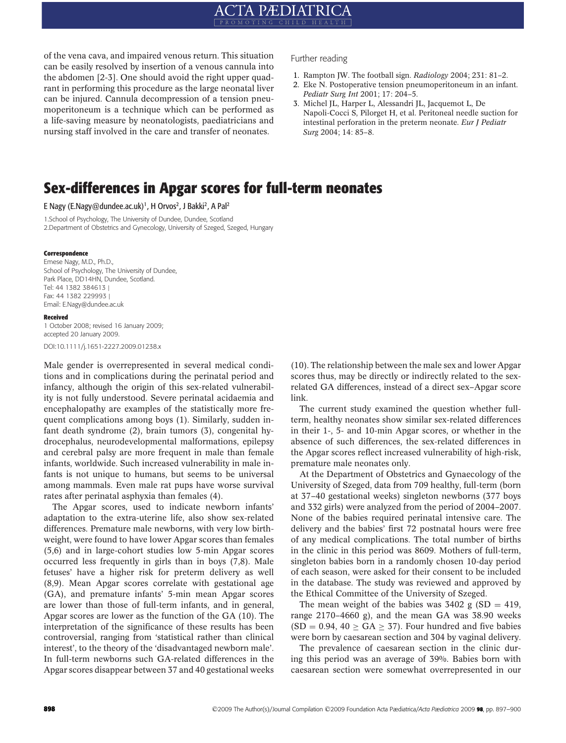of the vena cava, and impaired venous return. This situation can be easily resolved by insertion of a venous cannula into the abdomen [2-3]. One should avoid the right upper quadrant in performing this procedure as the large neonatal liver can be injured. Cannula decompression of a tension pneumoperitoneum is a technique which can be performed as a life-saving measure by neonatologists, paediatricians and nursing staff involved in the care and transfer of neonates.

Further reading

1. Rampton JW. The football sign. *Radiology* 2004; 231: 81–2.
2. Eke N. Postoperative tension pneumoperitoneum in an infant. *Pediatr Surg Int* 2001; 17: 204–5.
3. Michel JL, Harper L, Alessandri JL, Jacquemot L, De Napoli-Cocci S, Pilorget H, et al. Peritoneal needle suction for intestinal perforation in the preterm neonate. *Eur J Pediatr Surg* 2004; 14: 85–8.

# Sex-differences in Apgar scores for full-term neonates

E Nagy (E.Nagy@dundee.ac.uk)[1], H Orvos[2], J Bakki[2], A Pal[2]

1.School of Psychology, The University of Dundee, Dundee, Scotland
2.Department of Obstetrics and Gynecology, University of Szeged, Szeged, Hungary

**Correspondence**
Emese Nagy, M.D., Ph.D.,
School of Psychology, The University of Dundee,
Park Place, DD14HN, Dundee, Scotland.
Tel: 44 1382 384613 |
Fax: 44 1382 229993 |
Email: E.Nagy@dundee.ac.uk

**Received**
1 October 2008; revised 16 January 2009;
accepted 20 January 2009.

DOI:10.1111/j.1651-2227.2009.01238.x

Male gender is overrepresented in several medical conditions and in complications during the perinatal period and infancy, although the origin of this sex-related vulnerability is not fully understood. Severe perinatal acidaemia and encephalopathy are examples of the statistically more frequent complications among boys (1). Similarly, sudden infant death syndrome (2), brain tumors (3), congenital hydrocephalus, neurodevelopmental malformations, epilepsy and cerebral palsy are more frequent in male than female infants, worldwide. Such increased vulnerability in male infants is not unique to humans, but seems to be universal among mammals. Even male rat pups have worse survival rates after perinatal asphyxia than females (4).

The Apgar scores, used to indicate newborn infants' adaptation to the extra-uterine life, also show sex-related differences. Premature male newborns, with very low birthweight, were found to have lower Apgar scores than females (5,6) and in large-cohort studies low 5-min Apgar scores occurred less frequently in girls than in boys (7,8). Male fetuses' have a higher risk for preterm delivery as well (8,9). Mean Apgar scores correlate with gestational age (GA), and premature infants' 5-min mean Apgar scores are lower than those of full-term infants, and in general, Apgar scores are lower as the function of the GA (10). The interpretation of the significance of these results has been controversial, ranging from 'statistical rather than clinical interest', to the theory of the 'disadvantaged newborn male'. In full-term newborns such GA-related differences in the Apgar scores disappear between 37 and 40 gestational weeks (10). The relationship between the male sex and lower Apgar scores thus, may be directly or indirectly related to the sex-related GA differences, instead of a direct sex–Apgar score link.

The current study examined the question whether full-term, healthy neonates show similar sex-related differences in their 1-, 5- and 10-min Apgar scores, or whether in the absence of such differences, the sex-related differences in the Apgar scores reflect increased vulnerability of high-risk, premature male neonates only.

At the Department of Obstetrics and Gynaecology of the University of Szeged, data from 709 healthy, full-term (born at 37–40 gestational weeks) singleton newborns (377 boys and 332 girls) were analyzed from the period of 2004–2007. None of the babies required perinatal intensive care. The delivery and the babies' first 72 postnatal hours were free of any medical complications. The total number of births in the clinic in this period was 8609. Mothers of full-term, singleton babies born in a randomly chosen 10-day period of each season, were asked for their consent to be included in the database. The study was reviewed and approved by the Ethical Committee of the University of Szeged.

The mean weight of the babies was 3402 g (SD = 419, range 2170–4660 g), and the mean GA was 38.90 weeks (SD = 0.94, $40 \geq GA \geq 37$). Four hundred and five babies were born by caesarean section and 304 by vaginal delivery.

The prevalence of caesarean section in the clinic during this period was an average of 39%. Babies born with caesarean section were somewhat overrepresented in our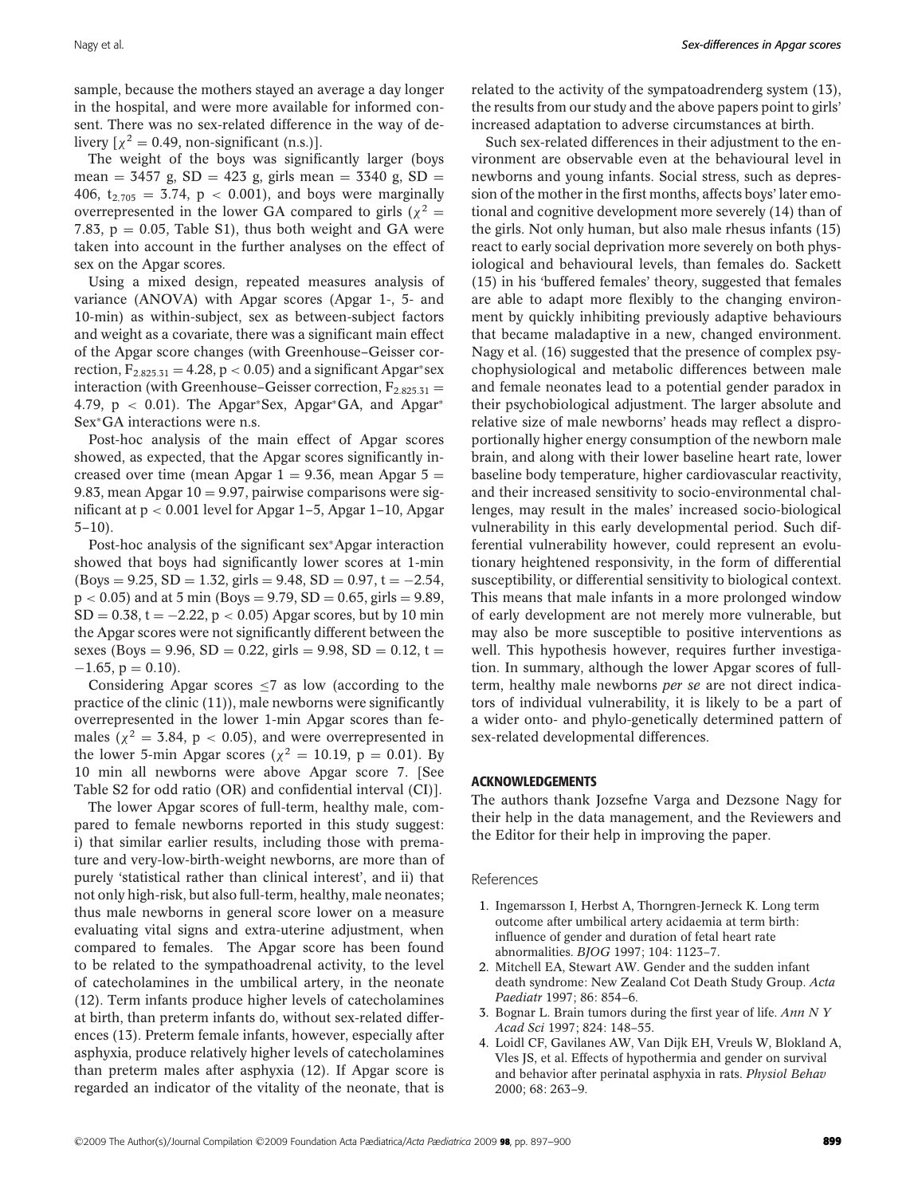sample, because the mothers stayed an average a day longer in the hospital, and were more available for informed consent. There was no sex-related difference in the way of delivery [$\chi^2 = 0.49$, non-significant (n.s.)].

The weight of the boys was significantly larger (boys mean = 3457 g, SD = 423 g, girls mean = 3340 g, SD = 406, $t_{2.705} = 3.74$, $p < 0.001$), and boys were marginally overrepresented in the lower GA compared to girls ($\chi^2 = 7.83$, $p = 0.05$, Table S1), thus both weight and GA were taken into account in the further analyses on the effect of sex on the Apgar scores.

Using a mixed design, repeated measures analysis of variance (ANOVA) with Apgar scores (Apgar 1-, 5- and 10-min) as within-subject, sex as between-subject factors and weight as a covariate, there was a significant main effect of the Apgar score changes (with Greenhouse–Geisser correction, $F_{2.825.31} = 4.28$, $p < 0.05$) and a significant Apgar*sex interaction (with Greenhouse–Geisser correction, $F_{2.825.31} = 4.79$, $p < 0.01$). The Apgar*Sex, Apgar*GA, and Apgar*Sex*GA interactions were n.s.

Post-hoc analysis of the main effect of Apgar scores showed, as expected, that the Apgar scores significantly increased over time (mean Apgar 1 = 9.36, mean Apgar 5 = 9.83, mean Apgar 10 = 9.97, pairwise comparisons were significant at $p < 0.001$ level for Apgar 1–5, Apgar 1–10, Apgar 5–10).

Post-hoc analysis of the significant sex*Apgar interaction showed that boys had significantly lower scores at 1-min (Boys = 9.25, SD = 1.32, girls = 9.48, SD = 0.97, $t = -2.54$, $p < 0.05$) and at 5 min (Boys = 9.79, SD = 0.65, girls = 9.89, SD = 0.38, $t = -2.22$, $p < 0.05$) Apgar scores, but by 10 min the Apgar scores were not significantly different between the sexes (Boys = 9.96, SD = 0.22, girls = 9.98, SD = 0.12, $t = -1.65$, $p = 0.10$).

Considering Apgar scores ≤7 as low (according to the practice of the clinic (11)), male newborns were significantly overrepresented in the lower 1-min Apgar scores than females ($\chi^2 = 3.84$, $p < 0.05$), and were overrepresented in the lower 5-min Apgar scores ($\chi^2 = 10.19$, $p = 0.01$). By 10 min all newborns were above Apgar score 7. [See Table S2 for odd ratio (OR) and confidential interval (CI)].

The lower Apgar scores of full-term, healthy male, compared to female newborns reported in this study suggest: i) that similar earlier results, including those with premature and very-low-birth-weight newborns, are more than of purely 'statistical rather than clinical interest', and ii) that not only high-risk, but also full-term, healthy, male neonates; thus male newborns in general score lower on a measure evaluating vital signs and extra-uterine adjustment, when compared to females. The Apgar score has been found to be related to the sympathoadrenal activity, to the level of catecholamines in the umbilical artery, in the neonate (12). Term infants produce higher levels of catecholamines at birth, than preterm infants do, without sex-related differences (13). Preterm female infants, however, especially after asphyxia, produce relatively higher levels of catecholamines than preterm males after asphyxia (12). If Apgar score is regarded an indicator of the vitality of the neonate, that is related to the activity of the sympatoadrenderg system (13), the results from our study and the above papers point to girls' increased adaptation to adverse circumstances at birth.

Such sex-related differences in their adjustment to the environment are observable even at the behavioural level in newborns and young infants. Social stress, such as depression of the mother in the first months, affects boys' later emotional and cognitive development more severely (14) than of the girls. Not only human, but also male rhesus infants (15) react to early social deprivation more severely on both physiological and behavioural levels, than females do. Sackett (15) in his 'buffered females' theory, suggested that females are able to adapt more flexibly to the changing environment by quickly inhibiting previously adaptive behaviours that became maladaptive in a new, changed environment. Nagy et al. (16) suggested that the presence of complex psychophysiological and metabolic differences between male and female neonates lead to a potential gender paradox in their psychobiological adjustment. The larger absolute and relative size of male newborns' heads may reflect a disproportionally higher energy consumption of the newborn male brain, and along with their lower baseline heart rate, lower baseline body temperature, higher cardiovascular reactivity, and their increased sensitivity to socio-environmental challenges, may result in the males' increased socio-biological vulnerability in this early developmental period. Such differential vulnerability however, could represent an evolutionary heightened responsivity, in the form of differential susceptibility, or differential sensitivity to biological context. This means that male infants in a more prolonged window of early development are not merely more vulnerable, but may also be more susceptible to positive interventions as well. This hypothesis however, requires further investigation. In summary, although the lower Apgar scores of full-term, healthy male newborns *per se* are not direct indicators of individual vulnerability, it is likely to be a part of a wider onto- and phylo-genetically determined pattern of sex-related developmental differences.

## ACKNOWLEDGEMENTS

The authors thank Jozsefne Varga and Dezsone Nagy for their help in the data management, and the Reviewers and the Editor for their help in improving the paper.

## References

1. Ingemarsson I, Herbst A, Thorngren-Jerneck K. Long term outcome after umbilical artery acidaemia at term birth: influence of gender and duration of fetal heart rate abnormalities. *BJOG* 1997; 104: 1123–7.
2. Mitchell EA, Stewart AW. Gender and the sudden infant death syndrome: New Zealand Cot Death Study Group. *Acta Paediatr* 1997; 86: 854–6.
3. Bognar L. Brain tumors during the first year of life. *Ann N Y Acad Sci* 1997; 824: 148–55.
4. Loidl CF, Gavilanes AW, Van Dijk EH, Vreuls W, Blokland A, Vles JS, et al. Effects of hypothermia and gender on survival and behavior after perinatal asphyxia in rats. *Physiol Behav* 2000; 68: 263–9.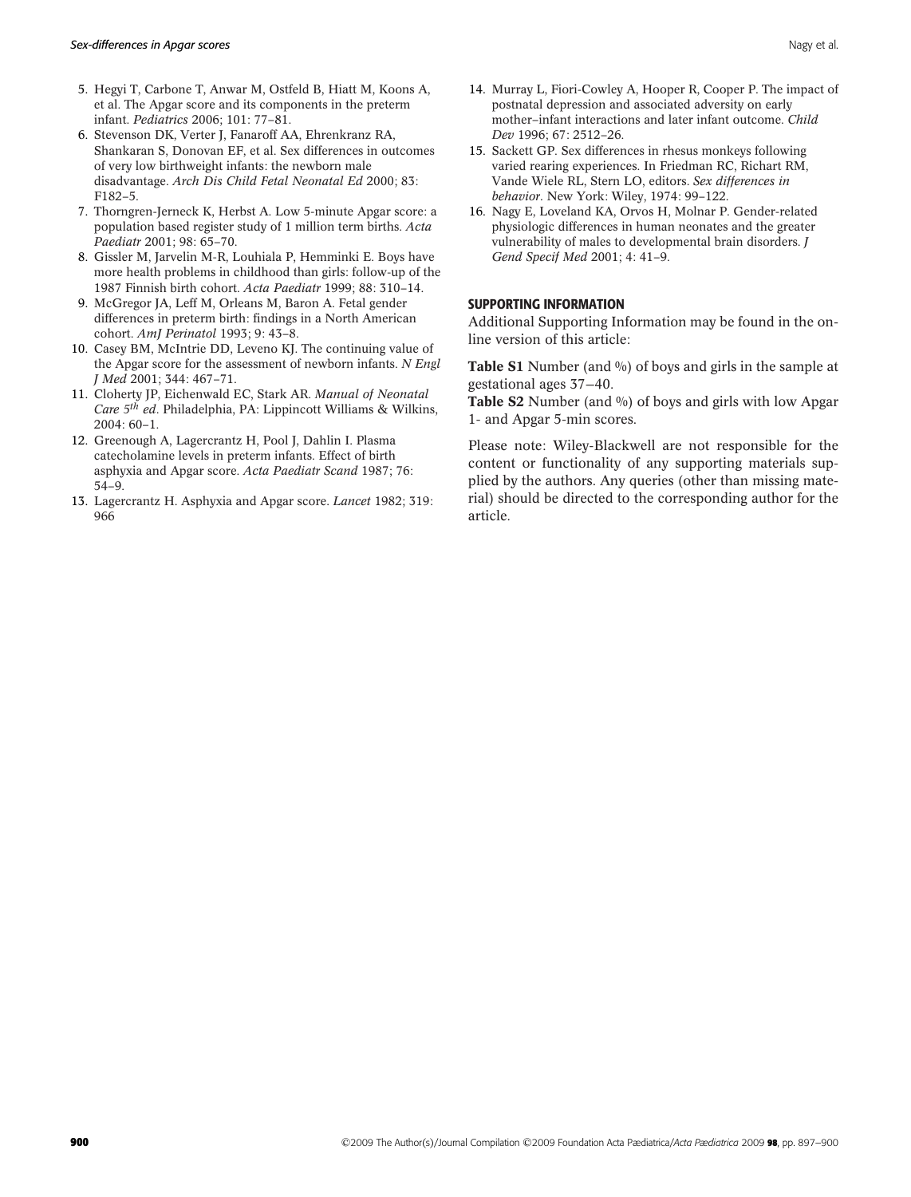5. Hegyi T, Carbone T, Anwar M, Ostfeld B, Hiatt M, Koons A, et al. The Apgar score and its components in the preterm infant. *Pediatrics* 2006; 101: 77–81.
6. Stevenson DK, Verter J, Fanaroff AA, Ehrenkranz RA, Shankaran S, Donovan EF, et al. Sex differences in outcomes of very low birthweight infants: the newborn male disadvantage. *Arch Dis Child Fetal Neonatal Ed* 2000; 83: F182–5.
7. Thorngren-Jerneck K, Herbst A. Low 5-minute Apgar score: a population based register study of 1 million term births. *Acta Paediatr* 2001; 98: 65–70.
8. Gissler M, Jarvelin M-R, Louhiala P, Hemminki E. Boys have more health problems in childhood than girls: follow-up of the 1987 Finnish birth cohort. *Acta Paediatr* 1999; 88: 310–14.
9. McGregor JA, Leff M, Orleans M, Baron A. Fetal gender differences in preterm birth: findings in a North American cohort. *AmJ Perinatol* 1993; 9: 43–8.
10. Casey BM, McIntrie DD, Leveno KJ. The continuing value of the Apgar score for the assessment of newborn infants. *N Engl J Med* 2001; 344: 467–71.
11. Cloherty JP, Eichenwald EC, Stark AR. *Manual of Neonatal Care 5th ed*. Philadelphia, PA: Lippincott Williams & Wilkins, 2004: 60–1.
12. Greenough A, Lagercrantz H, Pool J, Dahlin I. Plasma catecholamine levels in preterm infants. Effect of birth asphyxia and Apgar score. *Acta Paediatr Scand* 1987; 76: 54–9.
13. Lagercrantz H. Asphyxia and Apgar score. *Lancet* 1982; 319: 966
14. Murray L, Fiori-Cowley A, Hooper R, Cooper P. The impact of postnatal depression and associated adversity on early mother–infant interactions and later infant outcome. *Child Dev* 1996; 67: 2512–26.
15. Sackett GP. Sex differences in rhesus monkeys following varied rearing experiences. In Friedman RC, Richart RM, Vande Wiele RL, Stern LO, editors. *Sex differences in behavior*. New York: Wiley, 1974: 99–122.
16. Nagy E, Loveland KA, Orvos H, Molnar P. Gender-related physiologic differences in human neonates and the greater vulnerability of males to developmental brain disorders. *J Gend Specif Med* 2001; 4: 41–9.

## SUPPORTING INFORMATION

Additional Supporting Information may be found in the online version of this article:

**Table S1** Number (and %) of boys and girls in the sample at gestational ages 37–40.

**Table S2** Number (and %) of boys and girls with low Apgar 1- and Apgar 5-min scores.

Please note: Wiley-Blackwell are not responsible for the content or functionality of any supporting materials supplied by the authors. Any queries (other than missing material) should be directed to the corresponding author for the article.